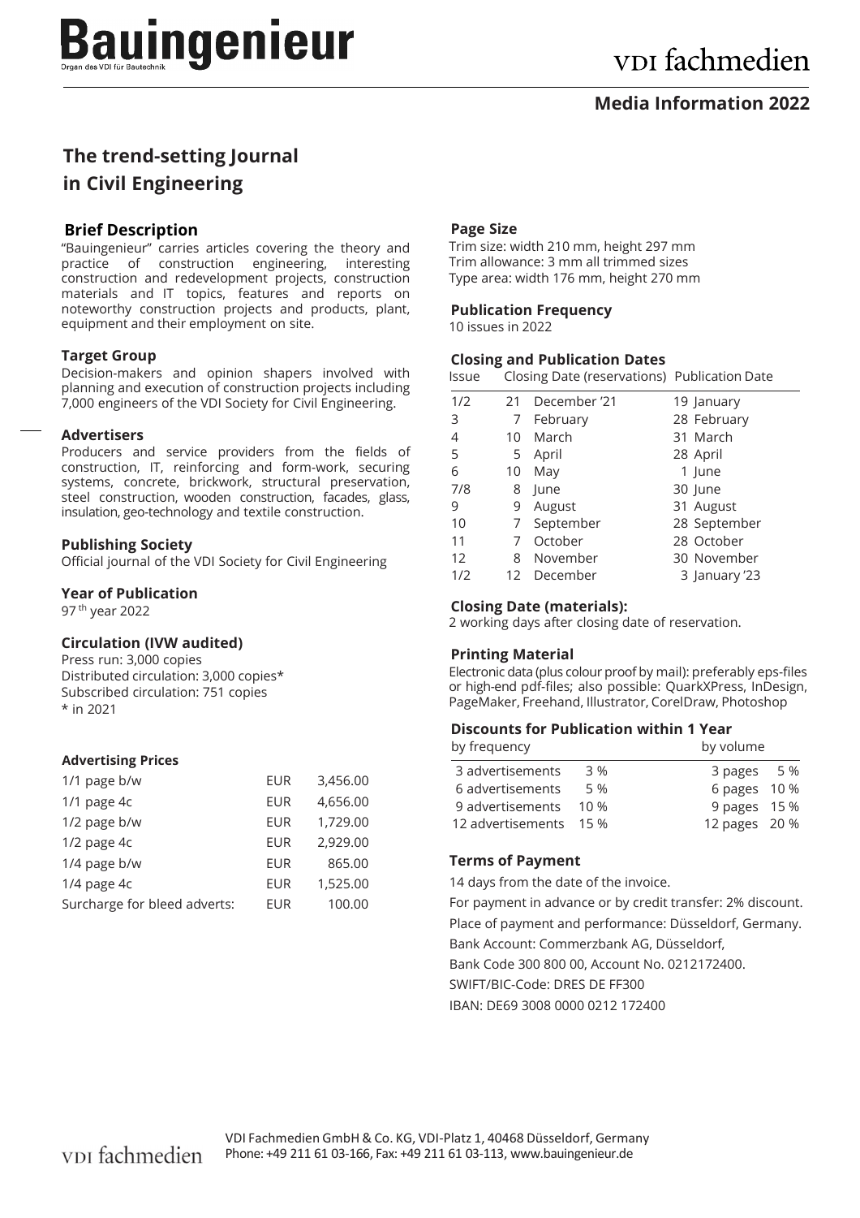# Bauingenieur

Organ des VDI für Bautechnik

vdi fachmedien

**Media Information 2022**

## The trend-setting Journal in Civil Engineering

### Brief Description

"Bauingenieur" carries articles covering the theory and practice of construction engineering, interesting construction and redevelopment projects, construction materials and IT topics, features and reports on noteworthy construction projects and products, plant, equipment and their employment on site.

### Target Group

Decision-makers and opinion shapers involved with planning and execution of construction projects including 7,000 engineers of the VDI Society for Civil Engineering.

### Advertisers

Producers and service providers from the fields of construction, IT, reinforcing and form-work, securing systems, concrete, brickwork, structural preservation, steel construction, wooden construction, facades, glass, insulation, geo-technology and textile construction.

### Publishing Society

Official journal of the VDI Society for Civil Engineering

### Year of Publication

97th year 2022

### Circulation (IVW audited)

Press run: 3,000 copies
Distributed circulation: 3,000 copies*
Subscribed circulation: 751 copies
* in 2021

### Advertising Prices

| | | |
|---|---|---|
| 1/1 page b/w | EUR | 3,456.00 |
| 1/1 page 4c | EUR | 4,656.00 |
| 1/2 page b/w | EUR | 1,729.00 |
| 1/2 page 4c | EUR | 2,929.00 |
| 1/4 page b/w | EUR | 865.00 |
| 1/4 page 4c | EUR | 1,525.00 |
| Surcharge for bleed adverts: | EUR | 100.00 |

### Page Size

Trim size: width 210 mm, height 297 mm
Trim allowance: 3 mm all trimmed sizes
Type area: width 176 mm, height 270 mm

### Publication Frequency

10 issues in 2022

### Closing and Publication Dates

| Issue | Closing Date (reservations) | Publication Date |
|---|---|---|
| 1/2 | 21 December '21 | 19 January |
| 3 | 7 February | 28 February |
| 4 | 10 March | 31 March |
| 5 | 5 April | 28 April |
| 6 | 10 May | 1 June |
| 7/8 | 8 June | 30 June |
| 9 | 9 August | 31 August |
| 10 | 7 September | 28 September |
| 11 | 7 October | 28 October |
| 12 | 8 November | 30 November |
| 1/2 | 12 December | 3 January '23 |

### Closing Date (materials):

2 working days after closing date of reservation.

### Printing Material

Electronic data (plus colour proof by mail): preferably eps-files or high-end pdf-files; also possible: QuarkXPress, InDesign, PageMaker, Freehand, Illustrator, CorelDraw, Photoshop

### Discounts for Publication within 1 Year

| by frequency | | by volume | |
|---|---|---|---|
| 3 advertisements | 3 % | 3 pages | 5 % |
| 6 advertisements | 5 % | 6 pages | 10 % |
| 9 advertisements | 10 % | 9 pages | 15 % |
| 12 advertisements | 15 % | 12 pages | 20 % |

### Terms of Payment

14 days from the date of the invoice.

For payment in advance or by credit transfer: 2% discount.

Place of payment and performance: Düsseldorf, Germany.

Bank Account: Commerzbank AG, Düsseldorf,

Bank Code 300 800 00, Account No. 0212172400.

SWIFT/BIC-Code: DRES DE FF300

IBAN: DE69 3008 0000 0212 172400

vdi fachmedien

VDI Fachmedien GmbH & Co. KG, VDI-Platz 1, 40468 Düsseldorf, Germany
Phone: +49 211 61 03-166, Fax: +49 211 61 03-113, www.bauingenieur.de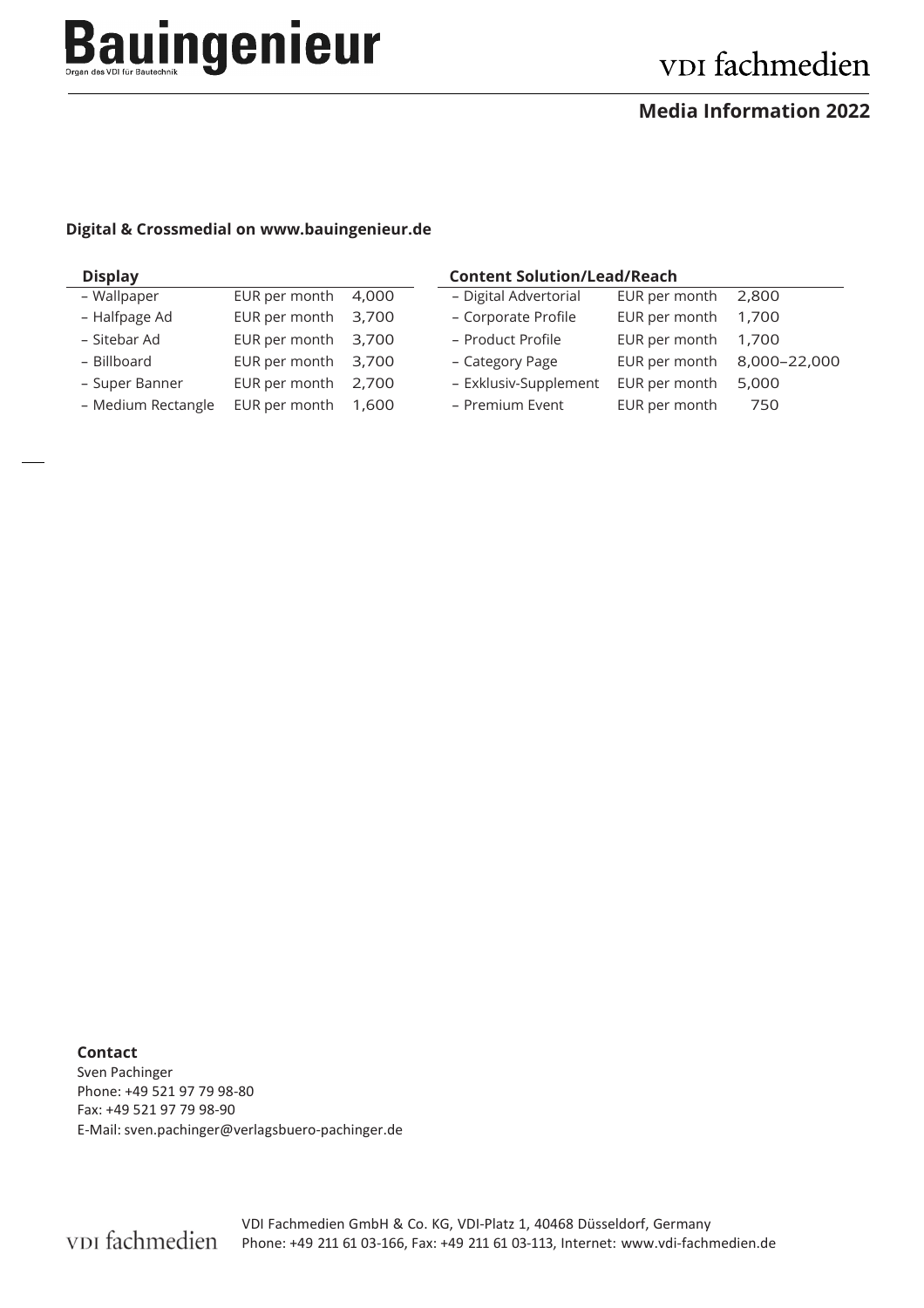# Bauingenieur

Organ des VDI für Bautechnik

VDI fachmedien

## Media Information 2022

### Digital & Crossmedial on www.bauingenieur.de

| Display | | |
|---|---|---|
| – Wallpaper | EUR per month | 4,000 |
| – Halfpage Ad | EUR per month | 3,700 |
| – Sitebar Ad | EUR per month | 3,700 |
| – Billboard | EUR per month | 3,700 |
| – Super Banner | EUR per month | 2,700 |
| – Medium Rectangle | EUR per month | 1,600 |

| Content Solution/Lead/Reach | | |
|---|---|---|
| – Digital Advertorial | EUR per month | 2,800 |
| – Corporate Profile | EUR per month | 1,700 |
| – Product Profile | EUR per month | 1,700 |
| – Category Page | EUR per month | 8,000–22,000 |
| – Exklusiv-Supplement | EUR per month | 5,000 |
| – Premium Event | EUR per month | 750 |

**Contact**

Sven Pachinger
Phone: +49 521 97 79 98-80
Fax: +49 521 97 79 98-90
E-Mail: sven.pachinger@verlagsbuero-pachinger.de

VDI fachmedien

VDI Fachmedien GmbH & Co. KG, VDI-Platz 1, 40468 Düsseldorf, Germany
Phone: +49 211 61 03-166, Fax: +49 211 61 03-113, Internet: www.vdi-fachmedien.de